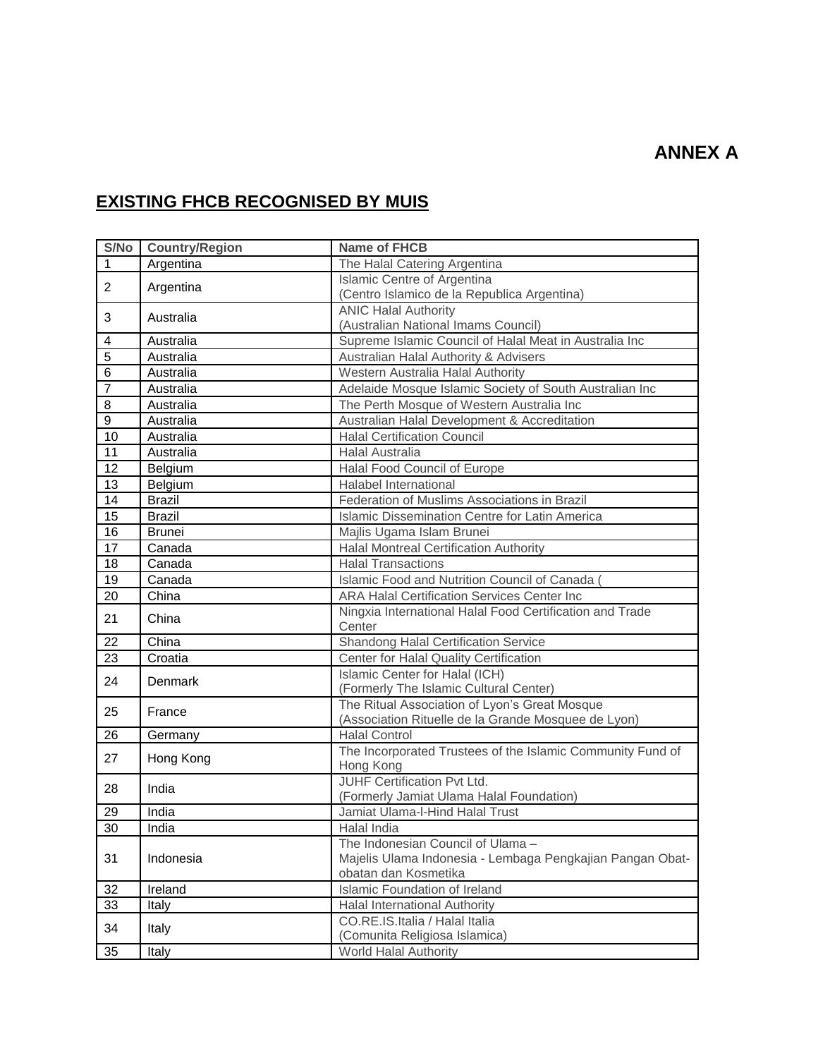# ANNEX A

## EXISTING FHCB RECOGNISED BY MUIS

| S/No | Country/Region | Name of FHCB |
|---|---|---|
| 1 | Argentina | The Halal Catering Argentina |
| 2 | Argentina | Islamic Centre of Argentina (Centro Islamico de la Republica Argentina) |
| 3 | Australia | ANIC Halal Authority (Australian National Imams Council) |
| 4 | Australia | Supreme Islamic Council of Halal Meat in Australia Inc |
| 5 | Australia | Australian Halal Authority & Advisers |
| 6 | Australia | Western Australia Halal Authority |
| 7 | Australia | Adelaide Mosque Islamic Society of South Australian Inc |
| 8 | Australia | The Perth Mosque of Western Australia Inc |
| 9 | Australia | Australian Halal Development & Accreditation |
| 10 | Australia | Halal Certification Council |
| 11 | Australia | Halal Australia |
| 12 | Belgium | Halal Food Council of Europe |
| 13 | Belgium | Halabel International |
| 14 | Brazil | Federation of Muslims Associations in Brazil |
| 15 | Brazil | Islamic Dissemination Centre for Latin America |
| 16 | Brunei | Majlis Ugama Islam Brunei |
| 17 | Canada | Halal Montreal Certification Authority |
| 18 | Canada | Halal Transactions |
| 19 | Canada | Islamic Food and Nutrition Council of Canada ( |
| 20 | China | ARA Halal Certification Services Center Inc |
| 21 | China | Ningxia International Halal Food Certification and Trade Center |
| 22 | China | Shandong Halal Certification Service |
| 23 | Croatia | Center for Halal Quality Certification |
| 24 | Denmark | Islamic Center for Halal (ICH) (Formerly The Islamic Cultural Center) |
| 25 | France | The Ritual Association of Lyon's Great Mosque (Association Rituelle de la Grande Mosquee de Lyon) |
| 26 | Germany | Halal Control |
| 27 | Hong Kong | The Incorporated Trustees of the Islamic Community Fund of Hong Kong |
| 28 | India | JUHF Certification Pvt Ltd. (Formerly Jamiat Ulama Halal Foundation) |
| 29 | India | Jamiat Ulama-I-Hind Halal Trust |
| 30 | India | Halal India |
| 31 | Indonesia | The Indonesian Council of Ulama – Majelis Ulama Indonesia - Lembaga Pengkajian Pangan Obat-obatan dan Kosmetika |
| 32 | Ireland | Islamic Foundation of Ireland |
| 33 | Italy | Halal International Authority |
| 34 | Italy | CO.RE.IS.Italia / Halal Italia (Comunita Religiosa Islamica) |
| 35 | Italy | World Halal Authority |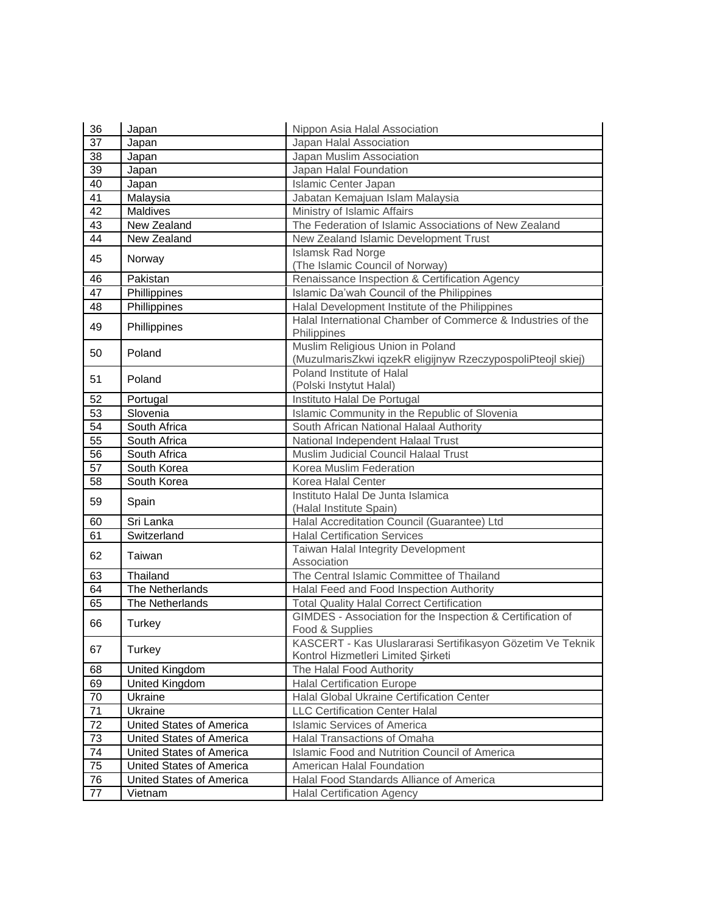| | | |
|---|---|---|
| 36 | Japan | Nippon Asia Halal Association |
| 37 | Japan | Japan Halal Association |
| 38 | Japan | Japan Muslim Association |
| 39 | Japan | Japan Halal Foundation |
| 40 | Japan | Islamic Center Japan |
| 41 | Malaysia | Jabatan Kemajuan Islam Malaysia |
| 42 | Maldives | Ministry of Islamic Affairs |
| 43 | New Zealand | The Federation of Islamic Associations of New Zealand |
| 44 | New Zealand | New Zealand Islamic Development Trust |
| 45 | Norway | Islamsk Rad Norge<br>(The Islamic Council of Norway) |
| 46 | Pakistan | Renaissance Inspection & Certification Agency |
| 47 | Phillippines | Islamic Da'wah Council of the Philippines |
| 48 | Phillippines | Halal Development Institute of the Philippines |
| 49 | Phillippines | Halal International Chamber of Commerce & Industries of the Philippines |
| 50 | Poland | Muslim Religious Union in Poland<br>(MuzulmarisZkwi iqzekR eligijnyw RzeczypospoliPteojl skiej) |
| 51 | Poland | Poland Institute of Halal<br>(Polski Instytut Halal) |
| 52 | Portugal | Instituto Halal De Portugal |
| 53 | Slovenia | Islamic Community in the Republic of Slovenia |
| 54 | South Africa | South African National Halaal Authority |
| 55 | South Africa | National Independent Halaal Trust |
| 56 | South Africa | Muslim Judicial Council Halaal Trust |
| 57 | South Korea | Korea Muslim Federation |
| 58 | South Korea | Korea Halal Center |
| 59 | Spain | Instituto Halal De Junta Islamica<br>(Halal Institute Spain) |
| 60 | Sri Lanka | Halal Accreditation Council (Guarantee) Ltd |
| 61 | Switzerland | Halal Certification Services |
| 62 | Taiwan | Taiwan Halal Integrity Development Association |
| 63 | Thailand | The Central Islamic Committee of Thailand |
| 64 | The Netherlands | Halal Feed and Food Inspection Authority |
| 65 | The Netherlands | Total Quality Halal Correct Certification |
| 66 | Turkey | GIMDES - Association for the Inspection & Certification of Food & Supplies |
| 67 | Turkey | KASCERT - Kas Uluslararasi Sertifikasyon Gözetim Ve Teknik Kontrol Hizmetleri Limited Şirketi |
| 68 | United Kingdom | The Halal Food Authority |
| 69 | United Kingdom | Halal Certification Europe |
| 70 | Ukraine | Halal Global Ukraine Certification Center |
| 71 | Ukraine | LLC Certification Center Halal |
| 72 | United States of America | Islamic Services of America |
| 73 | United States of America | Halal Transactions of Omaha |
| 74 | United States of America | Islamic Food and Nutrition Council of America |
| 75 | United States of America | American Halal Foundation |
| 76 | United States of America | Halal Food Standards Alliance of America |
| 77 | Vietnam | Halal Certification Agency |